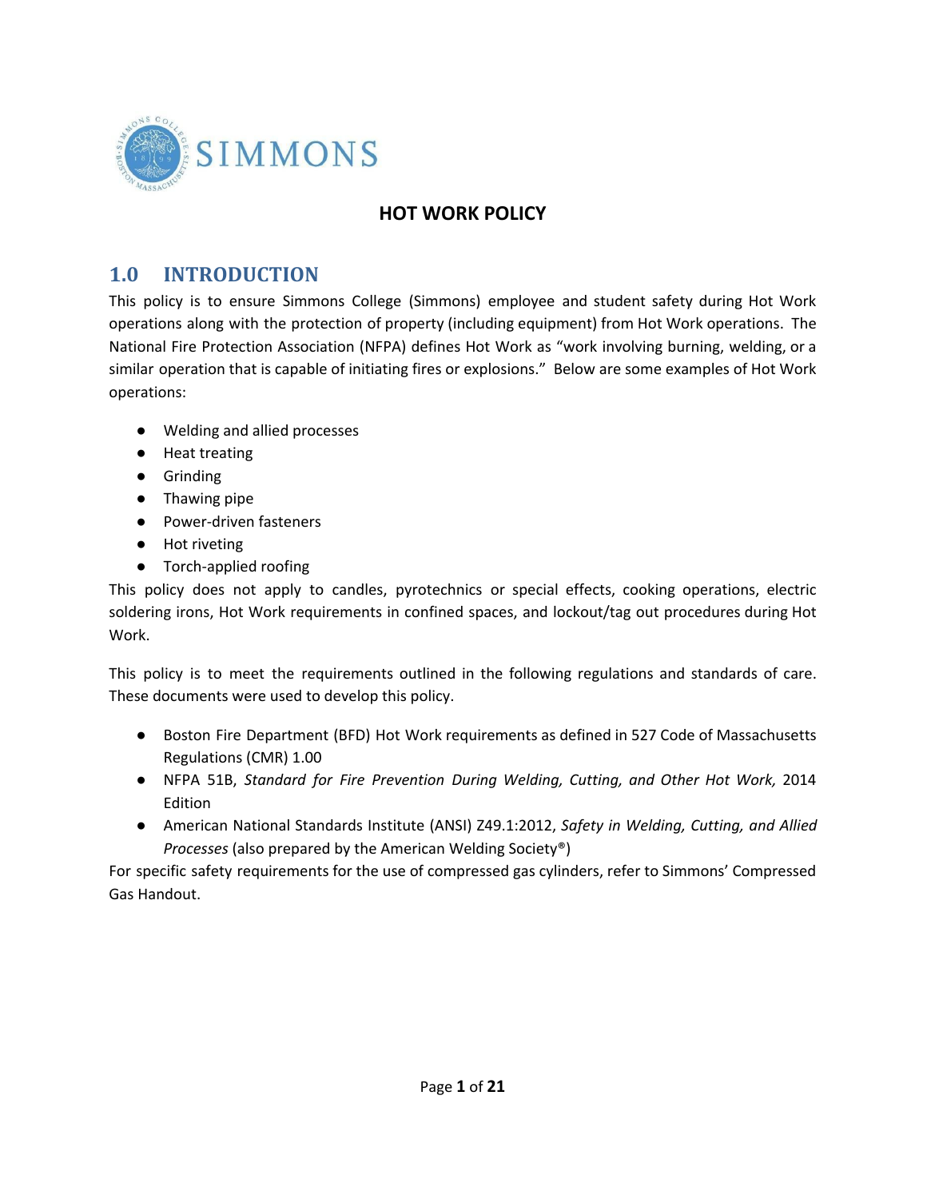SIMMONS

# HOT WORK POLICY

## 1.0 INTRODUCTION

This policy is to ensure Simmons College (Simmons) employee and student safety during Hot Work operations along with the protection of property (including equipment) from Hot Work operations. The National Fire Protection Association (NFPA) defines Hot Work as "work involving burning, welding, or a similar operation that is capable of initiating fires or explosions." Below are some examples of Hot Work operations:

- Welding and allied processes
- Heat treating
- Grinding
- Thawing pipe
- Power-driven fasteners
- Hot riveting
- Torch-applied roofing

This policy does not apply to candles, pyrotechnics or special effects, cooking operations, electric soldering irons, Hot Work requirements in confined spaces, and lockout/tag out procedures during Hot Work.

This policy is to meet the requirements outlined in the following regulations and standards of care. These documents were used to develop this policy.

- Boston Fire Department (BFD) Hot Work requirements as defined in 527 Code of Massachusetts Regulations (CMR) 1.00
- NFPA 51B, *Standard for Fire Prevention During Welding, Cutting, and Other Hot Work,* 2014 Edition
- American National Standards Institute (ANSI) Z49.1:2012, *Safety in Welding, Cutting, and Allied Processes* (also prepared by the American Welding Society®)

For specific safety requirements for the use of compressed gas cylinders, refer to Simmons' Compressed Gas Handout.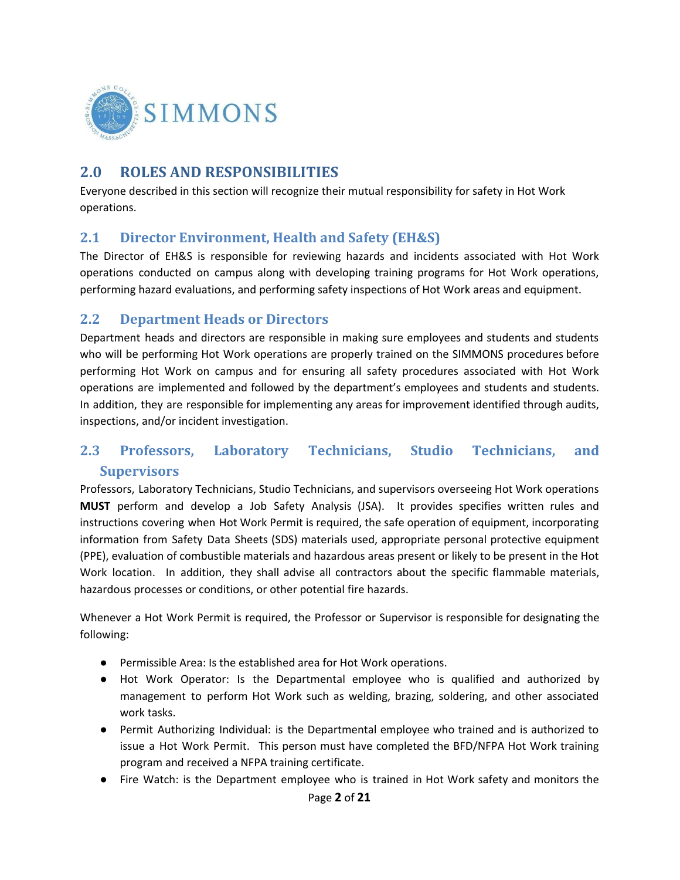## 2.0 ROLES AND RESPONSIBILITIES

Everyone described in this section will recognize their mutual responsibility for safety in Hot Work operations.

### 2.1 Director Environment, Health and Safety (EH&S)

The Director of EH&S is responsible for reviewing hazards and incidents associated with Hot Work operations conducted on campus along with developing training programs for Hot Work operations, performing hazard evaluations, and performing safety inspections of Hot Work areas and equipment.

### 2.2 Department Heads or Directors

Department heads and directors are responsible in making sure employees and students and students who will be performing Hot Work operations are properly trained on the SIMMONS procedures before performing Hot Work on campus and for ensuring all safety procedures associated with Hot Work operations are implemented and followed by the department's employees and students and students. In addition, they are responsible for implementing any areas for improvement identified through audits, inspections, and/or incident investigation.

### 2.3 Professors, Laboratory Technicians, Studio Technicians, and Supervisors

Professors, Laboratory Technicians, Studio Technicians, and supervisors overseeing Hot Work operations **MUST** perform and develop a Job Safety Analysis (JSA). It provides specifies written rules and instructions covering when Hot Work Permit is required, the safe operation of equipment, incorporating information from Safety Data Sheets (SDS) materials used, appropriate personal protective equipment (PPE), evaluation of combustible materials and hazardous areas present or likely to be present in the Hot Work location. In addition, they shall advise all contractors about the specific flammable materials, hazardous processes or conditions, or other potential fire hazards.

Whenever a Hot Work Permit is required, the Professor or Supervisor is responsible for designating the following:

- Permissible Area: Is the established area for Hot Work operations.
- Hot Work Operator: Is the Departmental employee who is qualified and authorized by management to perform Hot Work such as welding, brazing, soldering, and other associated work tasks.
- Permit Authorizing Individual: is the Departmental employee who trained and is authorized to issue a Hot Work Permit. This person must have completed the BFD/NFPA Hot Work training program and received a NFPA training certificate.
- Fire Watch: is the Department employee who is trained in Hot Work safety and monitors the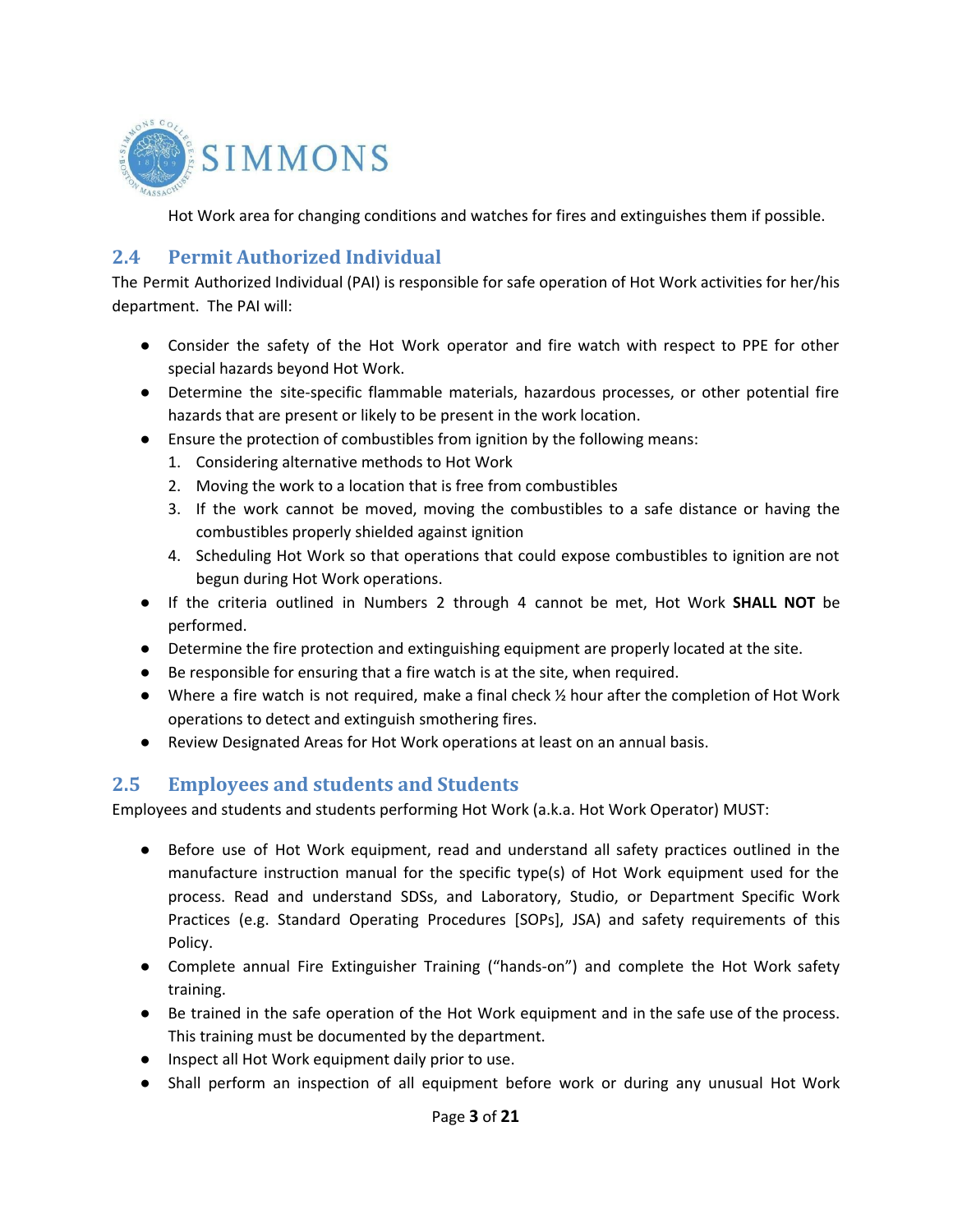Hot Work area for changing conditions and watches for fires and extinguishes them if possible.

## 2.4 Permit Authorized Individual

The Permit Authorized Individual (PAI) is responsible for safe operation of Hot Work activities for her/his department. The PAI will:

- Consider the safety of the Hot Work operator and fire watch with respect to PPE for other special hazards beyond Hot Work.
- Determine the site-specific flammable materials, hazardous processes, or other potential fire hazards that are present or likely to be present in the work location.
- Ensure the protection of combustibles from ignition by the following means:
  1. Considering alternative methods to Hot Work
  2. Moving the work to a location that is free from combustibles
  3. If the work cannot be moved, moving the combustibles to a safe distance or having the combustibles properly shielded against ignition
  4. Scheduling Hot Work so that operations that could expose combustibles to ignition are not begun during Hot Work operations.
- If the criteria outlined in Numbers 2 through 4 cannot be met, Hot Work **SHALL NOT** be performed.
- Determine the fire protection and extinguishing equipment are properly located at the site.
- Be responsible for ensuring that a fire watch is at the site, when required.
- Where a fire watch is not required, make a final check ½ hour after the completion of Hot Work operations to detect and extinguish smothering fires.
- Review Designated Areas for Hot Work operations at least on an annual basis.

## 2.5 Employees and students and Students

Employees and students and students performing Hot Work (a.k.a. Hot Work Operator) MUST:

- Before use of Hot Work equipment, read and understand all safety practices outlined in the manufacture instruction manual for the specific type(s) of Hot Work equipment used for the process. Read and understand SDSs, and Laboratory, Studio, or Department Specific Work Practices (e.g. Standard Operating Procedures [SOPs], JSA) and safety requirements of this Policy.
- Complete annual Fire Extinguisher Training ("hands-on") and complete the Hot Work safety training.
- Be trained in the safe operation of the Hot Work equipment and in the safe use of the process. This training must be documented by the department.
- Inspect all Hot Work equipment daily prior to use.
- Shall perform an inspection of all equipment before work or during any unusual Hot Work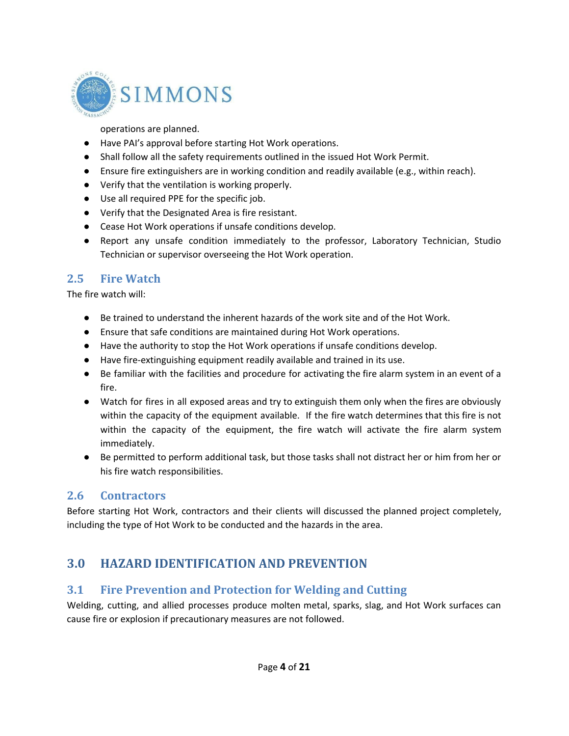operations are planned.

- Have PAI's approval before starting Hot Work operations.
- Shall follow all the safety requirements outlined in the issued Hot Work Permit.
- Ensure fire extinguishers are in working condition and readily available (e.g., within reach).
- Verify that the ventilation is working properly.
- Use all required PPE for the specific job.
- Verify that the Designated Area is fire resistant.
- Cease Hot Work operations if unsafe conditions develop.
- Report any unsafe condition immediately to the professor, Laboratory Technician, Studio Technician or supervisor overseeing the Hot Work operation.

### 2.5 Fire Watch

The fire watch will:

- Be trained to understand the inherent hazards of the work site and of the Hot Work.
- Ensure that safe conditions are maintained during Hot Work operations.
- Have the authority to stop the Hot Work operations if unsafe conditions develop.
- Have fire-extinguishing equipment readily available and trained in its use.
- Be familiar with the facilities and procedure for activating the fire alarm system in an event of a fire.
- Watch for fires in all exposed areas and try to extinguish them only when the fires are obviously within the capacity of the equipment available. If the fire watch determines that this fire is not within the capacity of the equipment, the fire watch will activate the fire alarm system immediately.
- Be permitted to perform additional task, but those tasks shall not distract her or him from her or his fire watch responsibilities.

### 2.6 Contractors

Before starting Hot Work, contractors and their clients will discussed the planned project completely, including the type of Hot Work to be conducted and the hazards in the area.

## 3.0 HAZARD IDENTIFICATION AND PREVENTION

### 3.1 Fire Prevention and Protection for Welding and Cutting

Welding, cutting, and allied processes produce molten metal, sparks, slag, and Hot Work surfaces can cause fire or explosion if precautionary measures are not followed.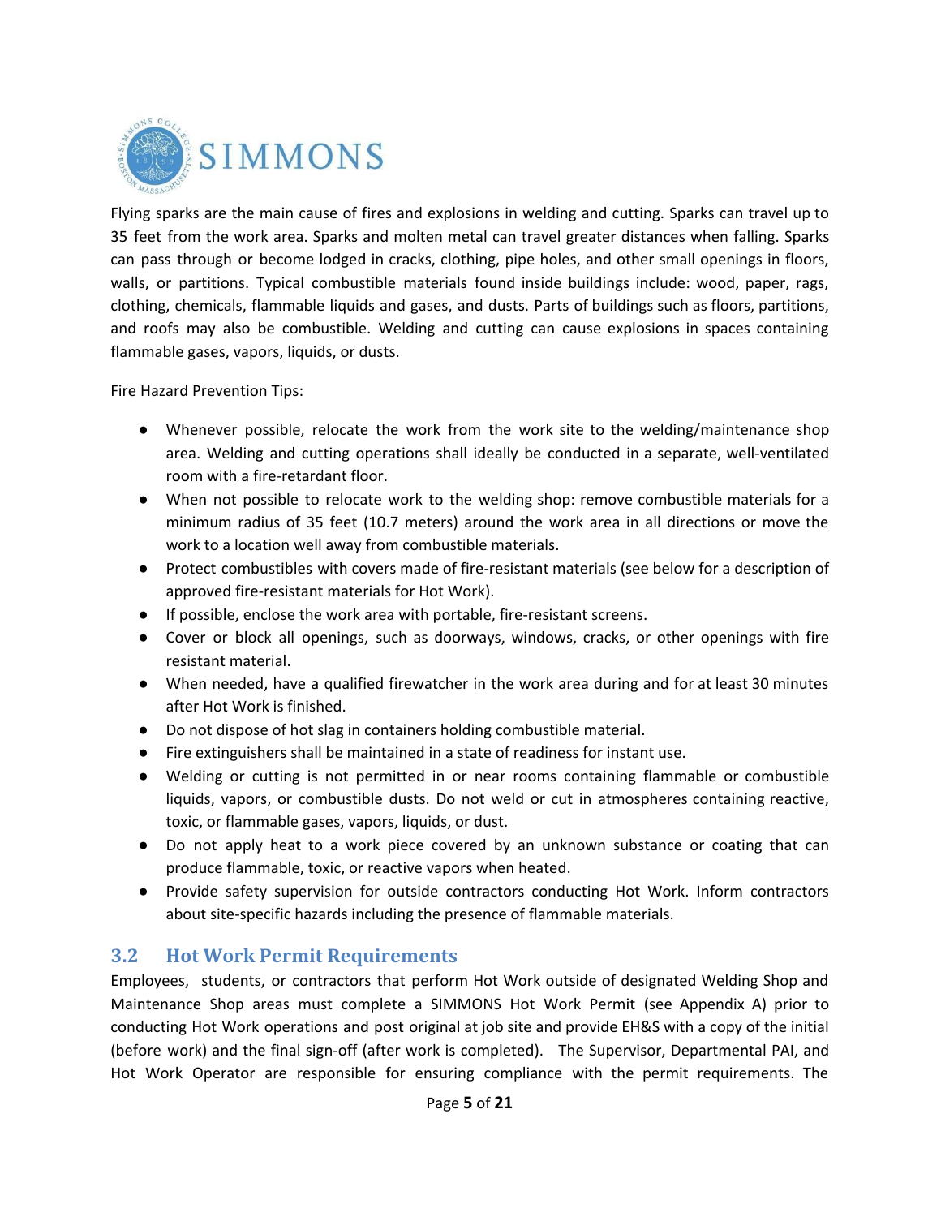Flying sparks are the main cause of fires and explosions in welding and cutting. Sparks can travel up to 35 feet from the work area. Sparks and molten metal can travel greater distances when falling. Sparks can pass through or become lodged in cracks, clothing, pipe holes, and other small openings in floors, walls, or partitions. Typical combustible materials found inside buildings include: wood, paper, rags, clothing, chemicals, flammable liquids and gases, and dusts. Parts of buildings such as floors, partitions, and roofs may also be combustible. Welding and cutting can cause explosions in spaces containing flammable gases, vapors, liquids, or dusts.

Fire Hazard Prevention Tips:

- Whenever possible, relocate the work from the work site to the welding/maintenance shop area. Welding and cutting operations shall ideally be conducted in a separate, well-ventilated room with a fire-retardant floor.
- When not possible to relocate work to the welding shop: remove combustible materials for a minimum radius of 35 feet (10.7 meters) around the work area in all directions or move the work to a location well away from combustible materials.
- Protect combustibles with covers made of fire-resistant materials (see below for a description of approved fire-resistant materials for Hot Work).
- If possible, enclose the work area with portable, fire-resistant screens.
- Cover or block all openings, such as doorways, windows, cracks, or other openings with fire resistant material.
- When needed, have a qualified firewatcher in the work area during and for at least 30 minutes after Hot Work is finished.
- Do not dispose of hot slag in containers holding combustible material.
- Fire extinguishers shall be maintained in a state of readiness for instant use.
- Welding or cutting is not permitted in or near rooms containing flammable or combustible liquids, vapors, or combustible dusts. Do not weld or cut in atmospheres containing reactive, toxic, or flammable gases, vapors, liquids, or dust.
- Do not apply heat to a work piece covered by an unknown substance or coating that can produce flammable, toxic, or reactive vapors when heated.
- Provide safety supervision for outside contractors conducting Hot Work. Inform contractors about site-specific hazards including the presence of flammable materials.

## 3.2 Hot Work Permit Requirements

Employees, students, or contractors that perform Hot Work outside of designated Welding Shop and Maintenance Shop areas must complete a SIMMONS Hot Work Permit (see Appendix A) prior to conducting Hot Work operations and post original at job site and provide EH&S with a copy of the initial (before work) and the final sign-off (after work is completed). The Supervisor, Departmental PAI, and Hot Work Operator are responsible for ensuring compliance with the permit requirements. The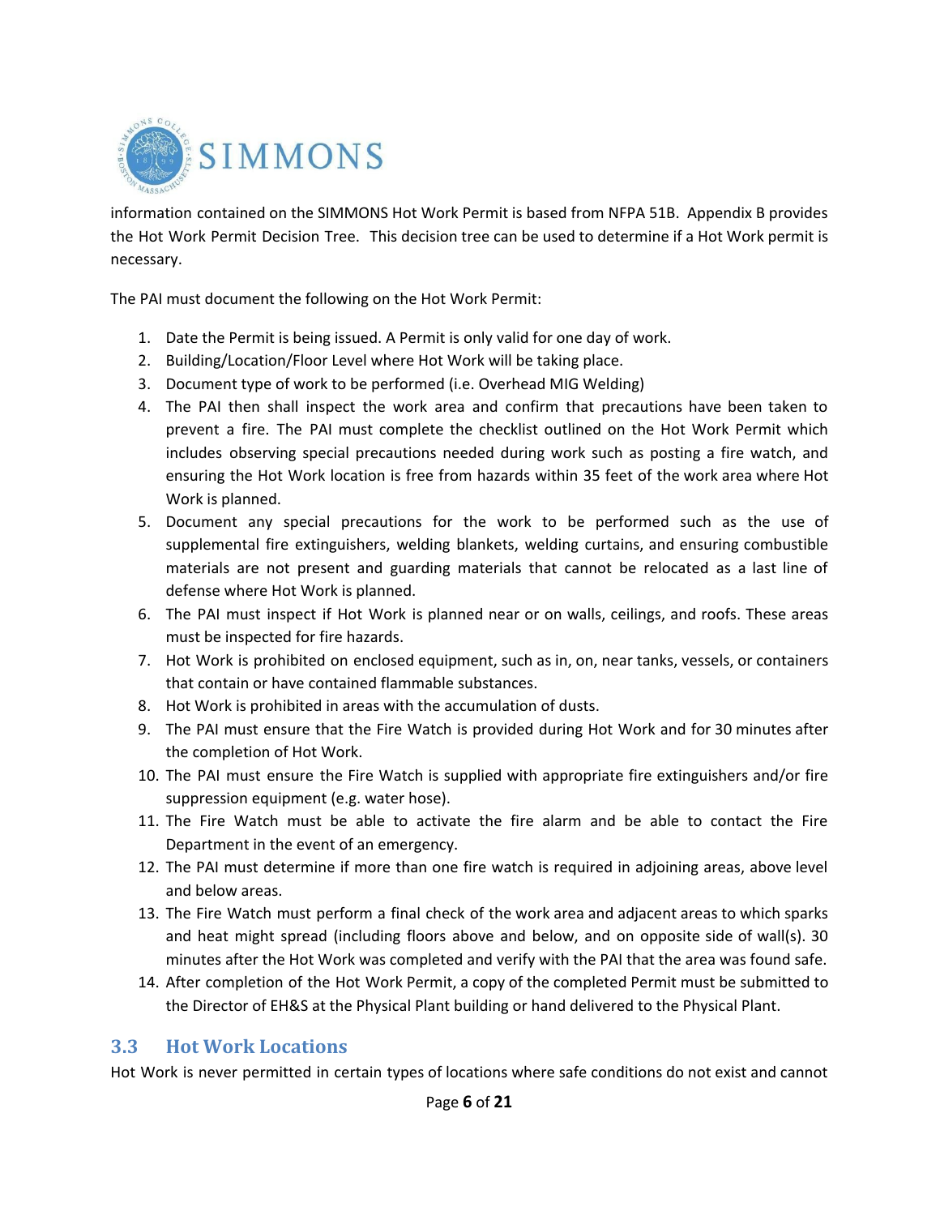information contained on the SIMMONS Hot Work Permit is based from NFPA 51B. Appendix B provides the Hot Work Permit Decision Tree. This decision tree can be used to determine if a Hot Work permit is necessary.

The PAI must document the following on the Hot Work Permit:

1. Date the Permit is being issued. A Permit is only valid for one day of work.
2. Building/Location/Floor Level where Hot Work will be taking place.
3. Document type of work to be performed (i.e. Overhead MIG Welding)
4. The PAI then shall inspect the work area and confirm that precautions have been taken to prevent a fire. The PAI must complete the checklist outlined on the Hot Work Permit which includes observing special precautions needed during work such as posting a fire watch, and ensuring the Hot Work location is free from hazards within 35 feet of the work area where Hot Work is planned.
5. Document any special precautions for the work to be performed such as the use of supplemental fire extinguishers, welding blankets, welding curtains, and ensuring combustible materials are not present and guarding materials that cannot be relocated as a last line of defense where Hot Work is planned.
6. The PAI must inspect if Hot Work is planned near or on walls, ceilings, and roofs. These areas must be inspected for fire hazards.
7. Hot Work is prohibited on enclosed equipment, such as in, on, near tanks, vessels, or containers that contain or have contained flammable substances.
8. Hot Work is prohibited in areas with the accumulation of dusts.
9. The PAI must ensure that the Fire Watch is provided during Hot Work and for 30 minutes after the completion of Hot Work.
10. The PAI must ensure the Fire Watch is supplied with appropriate fire extinguishers and/or fire suppression equipment (e.g. water hose).
11. The Fire Watch must be able to activate the fire alarm and be able to contact the Fire Department in the event of an emergency.
12. The PAI must determine if more than one fire watch is required in adjoining areas, above level and below areas.
13. The Fire Watch must perform a final check of the work area and adjacent areas to which sparks and heat might spread (including floors above and below, and on opposite side of wall(s). 30 minutes after the Hot Work was completed and verify with the PAI that the area was found safe.
14. After completion of the Hot Work Permit, a copy of the completed Permit must be submitted to the Director of EH&S at the Physical Plant building or hand delivered to the Physical Plant.

## 3.3 Hot Work Locations

Hot Work is never permitted in certain types of locations where safe conditions do not exist and cannot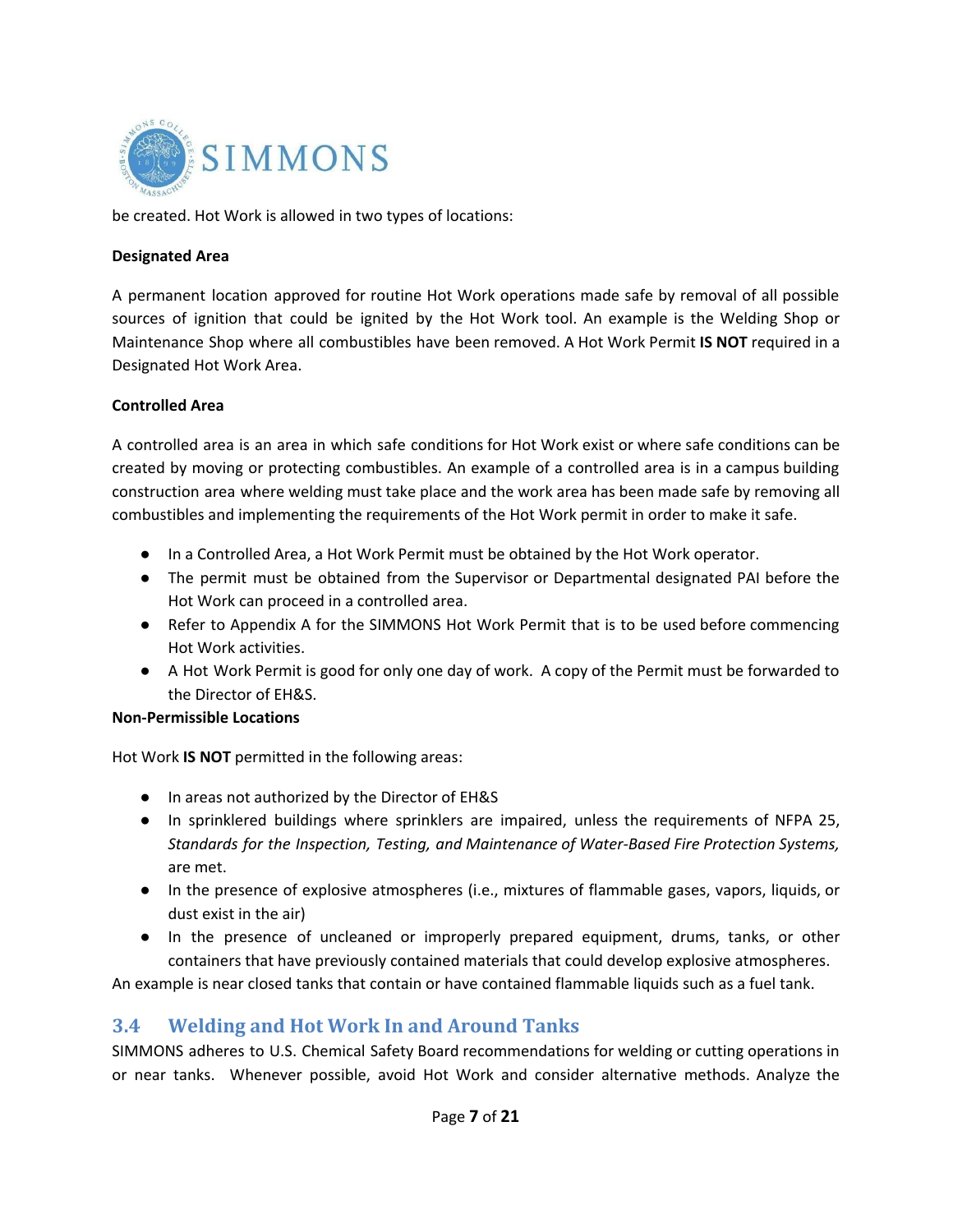be created. Hot Work is allowed in two types of locations:

**Designated Area**

A permanent location approved for routine Hot Work operations made safe by removal of all possible sources of ignition that could be ignited by the Hot Work tool. An example is the Welding Shop or Maintenance Shop where all combustibles have been removed. A Hot Work Permit **IS NOT** required in a Designated Hot Work Area.

**Controlled Area**

A controlled area is an area in which safe conditions for Hot Work exist or where safe conditions can be created by moving or protecting combustibles. An example of a controlled area is in a campus building construction area where welding must take place and the work area has been made safe by removing all combustibles and implementing the requirements of the Hot Work permit in order to make it safe.

- In a Controlled Area, a Hot Work Permit must be obtained by the Hot Work operator.
- The permit must be obtained from the Supervisor or Departmental designated PAI before the Hot Work can proceed in a controlled area.
- Refer to Appendix A for the SIMMONS Hot Work Permit that is to be used before commencing Hot Work activities.
- A Hot Work Permit is good for only one day of work. A copy of the Permit must be forwarded to the Director of EH&S.

**Non-Permissible Locations**

Hot Work **IS NOT** permitted in the following areas:

- In areas not authorized by the Director of EH&S
- In sprinklered buildings where sprinklers are impaired, unless the requirements of NFPA 25, *Standards for the Inspection, Testing, and Maintenance of Water-Based Fire Protection Systems,* are met.
- In the presence of explosive atmospheres (i.e., mixtures of flammable gases, vapors, liquids, or dust exist in the air)
- In the presence of uncleaned or improperly prepared equipment, drums, tanks, or other containers that have previously contained materials that could develop explosive atmospheres.

An example is near closed tanks that contain or have contained flammable liquids such as a fuel tank.

## 3.4 Welding and Hot Work In and Around Tanks

SIMMONS adheres to U.S. Chemical Safety Board recommendations for welding or cutting operations in or near tanks. Whenever possible, avoid Hot Work and consider alternative methods. Analyze the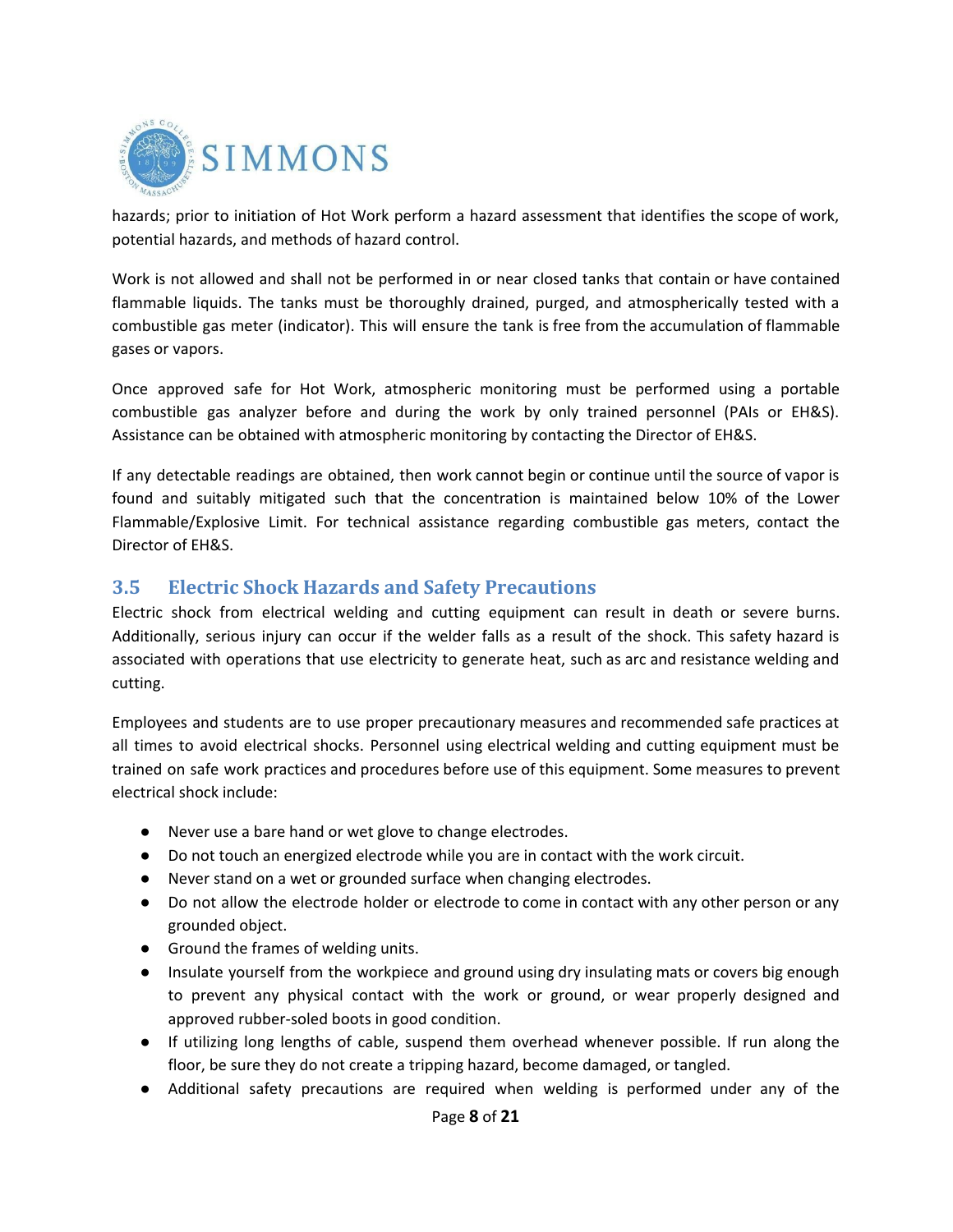hazards; prior to initiation of Hot Work perform a hazard assessment that identifies the scope of work, potential hazards, and methods of hazard control.

Work is not allowed and shall not be performed in or near closed tanks that contain or have contained flammable liquids. The tanks must be thoroughly drained, purged, and atmospherically tested with a combustible gas meter (indicator). This will ensure the tank is free from the accumulation of flammable gases or vapors.

Once approved safe for Hot Work, atmospheric monitoring must be performed using a portable combustible gas analyzer before and during the work by only trained personnel (PAIs or EH&S). Assistance can be obtained with atmospheric monitoring by contacting the Director of EH&S.

If any detectable readings are obtained, then work cannot begin or continue until the source of vapor is found and suitably mitigated such that the concentration is maintained below 10% of the Lower Flammable/Explosive Limit. For technical assistance regarding combustible gas meters, contact the Director of EH&S.

## 3.5 Electric Shock Hazards and Safety Precautions

Electric shock from electrical welding and cutting equipment can result in death or severe burns. Additionally, serious injury can occur if the welder falls as a result of the shock. This safety hazard is associated with operations that use electricity to generate heat, such as arc and resistance welding and cutting.

Employees and students are to use proper precautionary measures and recommended safe practices at all times to avoid electrical shocks. Personnel using electrical welding and cutting equipment must be trained on safe work practices and procedures before use of this equipment. Some measures to prevent electrical shock include:

- Never use a bare hand or wet glove to change electrodes.
- Do not touch an energized electrode while you are in contact with the work circuit.
- Never stand on a wet or grounded surface when changing electrodes.
- Do not allow the electrode holder or electrode to come in contact with any other person or any grounded object.
- Ground the frames of welding units.
- Insulate yourself from the workpiece and ground using dry insulating mats or covers big enough to prevent any physical contact with the work or ground, or wear properly designed and approved rubber-soled boots in good condition.
- If utilizing long lengths of cable, suspend them overhead whenever possible. If run along the floor, be sure they do not create a tripping hazard, become damaged, or tangled.
- Additional safety precautions are required when welding is performed under any of the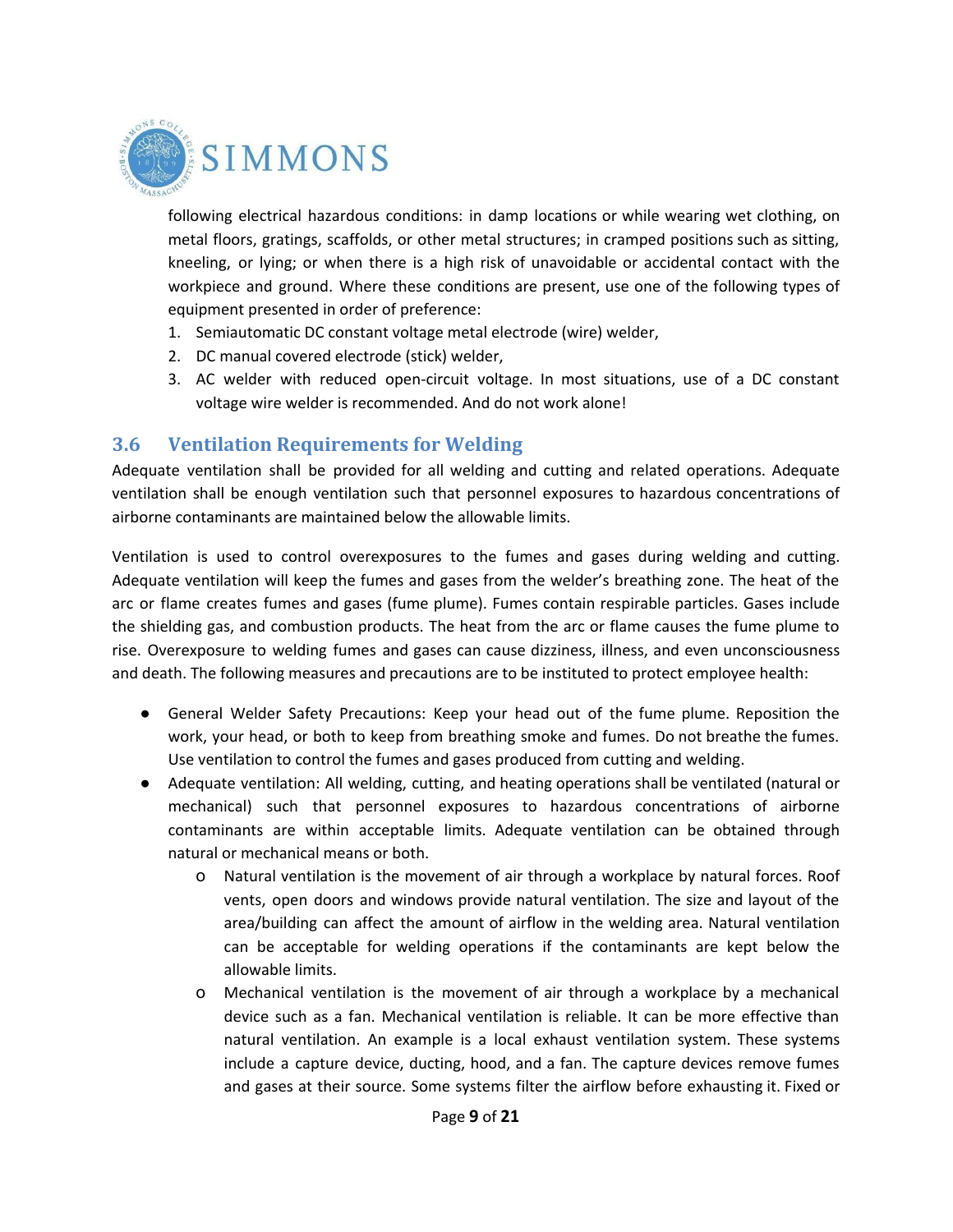following electrical hazardous conditions: in damp locations or while wearing wet clothing, on metal floors, gratings, scaffolds, or other metal structures; in cramped positions such as sitting, kneeling, or lying; or when there is a high risk of unavoidable or accidental contact with the workpiece and ground. Where these conditions are present, use one of the following types of equipment presented in order of preference:

1. Semiautomatic DC constant voltage metal electrode (wire) welder,
2. DC manual covered electrode (stick) welder,
3. AC welder with reduced open-circuit voltage. In most situations, use of a DC constant voltage wire welder is recommended. And do not work alone!

## 3.6 Ventilation Requirements for Welding

Adequate ventilation shall be provided for all welding and cutting and related operations. Adequate ventilation shall be enough ventilation such that personnel exposures to hazardous concentrations of airborne contaminants are maintained below the allowable limits.

Ventilation is used to control overexposures to the fumes and gases during welding and cutting. Adequate ventilation will keep the fumes and gases from the welder's breathing zone. The heat of the arc or flame creates fumes and gases (fume plume). Fumes contain respirable particles. Gases include the shielding gas, and combustion products. The heat from the arc or flame causes the fume plume to rise. Overexposure to welding fumes and gases can cause dizziness, illness, and even unconsciousness and death. The following measures and precautions are to be instituted to protect employee health:

- General Welder Safety Precautions: Keep your head out of the fume plume. Reposition the work, your head, or both to keep from breathing smoke and fumes. Do not breathe the fumes. Use ventilation to control the fumes and gases produced from cutting and welding.
- Adequate ventilation: All welding, cutting, and heating operations shall be ventilated (natural or mechanical) such that personnel exposures to hazardous concentrations of airborne contaminants are within acceptable limits. Adequate ventilation can be obtained through natural or mechanical means or both.
    - Natural ventilation is the movement of air through a workplace by natural forces. Roof vents, open doors and windows provide natural ventilation. The size and layout of the area/building can affect the amount of airflow in the welding area. Natural ventilation can be acceptable for welding operations if the contaminants are kept below the allowable limits.
    - Mechanical ventilation is the movement of air through a workplace by a mechanical device such as a fan. Mechanical ventilation is reliable. It can be more effective than natural ventilation. An example is a local exhaust ventilation system. These systems include a capture device, ducting, hood, and a fan. The capture devices remove fumes and gases at their source. Some systems filter the airflow before exhausting it. Fixed or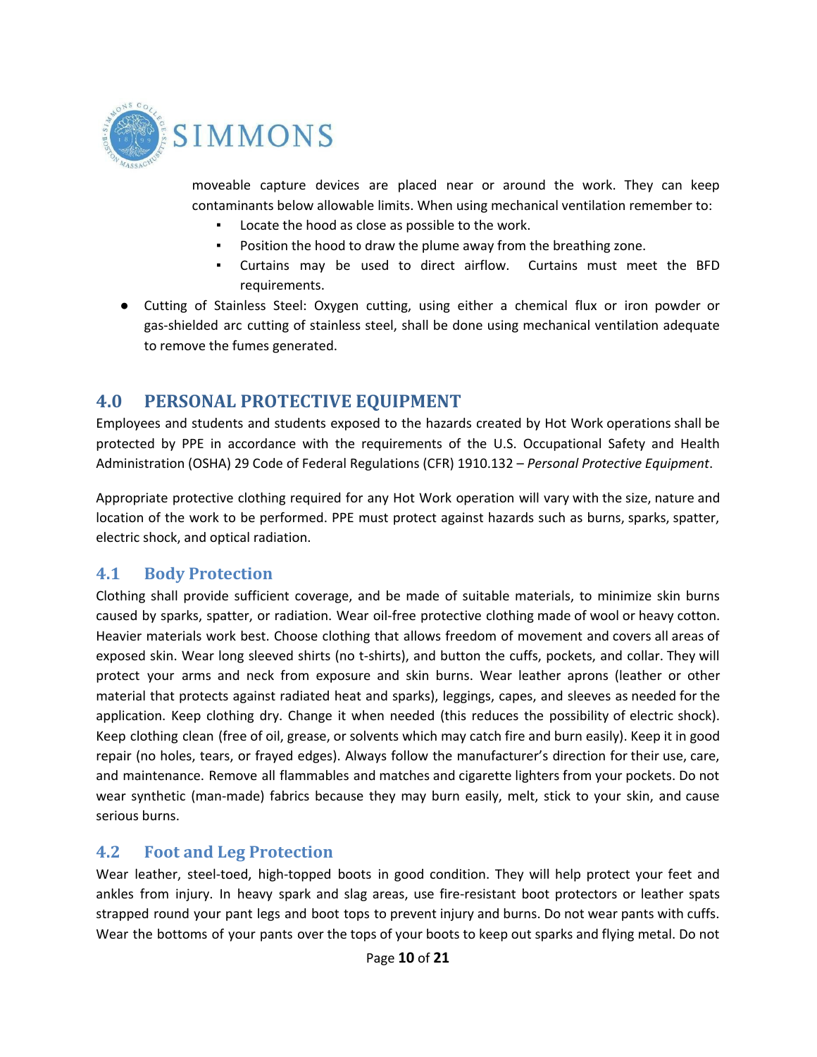moveable capture devices are placed near or around the work. They can keep contaminants below allowable limits. When using mechanical ventilation remember to:

- Locate the hood as close as possible to the work.
- Position the hood to draw the plume away from the breathing zone.
- Curtains may be used to direct airflow. Curtains must meet the BFD requirements.

- Cutting of Stainless Steel: Oxygen cutting, using either a chemical flux or iron powder or gas-shielded arc cutting of stainless steel, shall be done using mechanical ventilation adequate to remove the fumes generated.

## 4.0 PERSONAL PROTECTIVE EQUIPMENT

Employees and students and students exposed to the hazards created by Hot Work operations shall be protected by PPE in accordance with the requirements of the U.S. Occupational Safety and Health Administration (OSHA) 29 Code of Federal Regulations (CFR) 1910.132 – *Personal Protective Equipment*.

Appropriate protective clothing required for any Hot Work operation will vary with the size, nature and location of the work to be performed. PPE must protect against hazards such as burns, sparks, spatter, electric shock, and optical radiation.

### 4.1 Body Protection

Clothing shall provide sufficient coverage, and be made of suitable materials, to minimize skin burns caused by sparks, spatter, or radiation. Wear oil-free protective clothing made of wool or heavy cotton. Heavier materials work best. Choose clothing that allows freedom of movement and covers all areas of exposed skin. Wear long sleeved shirts (no t-shirts), and button the cuffs, pockets, and collar. They will protect your arms and neck from exposure and skin burns. Wear leather aprons (leather or other material that protects against radiated heat and sparks), leggings, capes, and sleeves as needed for the application. Keep clothing dry. Change it when needed (this reduces the possibility of electric shock). Keep clothing clean (free of oil, grease, or solvents which may catch fire and burn easily). Keep it in good repair (no holes, tears, or frayed edges). Always follow the manufacturer's direction for their use, care, and maintenance. Remove all flammables and matches and cigarette lighters from your pockets. Do not wear synthetic (man-made) fabrics because they may burn easily, melt, stick to your skin, and cause serious burns.

### 4.2 Foot and Leg Protection

Wear leather, steel-toed, high-topped boots in good condition. They will help protect your feet and ankles from injury. In heavy spark and slag areas, use fire-resistant boot protectors or leather spats strapped round your pant legs and boot tops to prevent injury and burns. Do not wear pants with cuffs. Wear the bottoms of your pants over the tops of your boots to keep out sparks and flying metal. Do not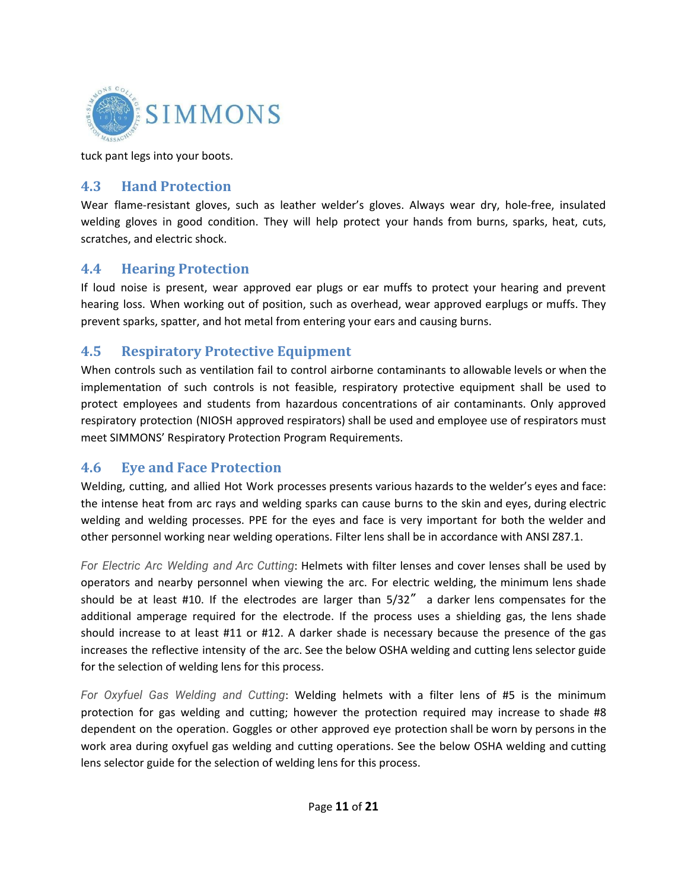tuck pant legs into your boots.

## 4.3 Hand Protection

Wear flame-resistant gloves, such as leather welder's gloves. Always wear dry, hole-free, insulated welding gloves in good condition. They will help protect your hands from burns, sparks, heat, cuts, scratches, and electric shock.

## 4.4 Hearing Protection

If loud noise is present, wear approved ear plugs or ear muffs to protect your hearing and prevent hearing loss. When working out of position, such as overhead, wear approved earplugs or muffs. They prevent sparks, spatter, and hot metal from entering your ears and causing burns.

## 4.5 Respiratory Protective Equipment

When controls such as ventilation fail to control airborne contaminants to allowable levels or when the implementation of such controls is not feasible, respiratory protective equipment shall be used to protect employees and students from hazardous concentrations of air contaminants. Only approved respiratory protection (NIOSH approved respirators) shall be used and employee use of respirators must meet SIMMONS' Respiratory Protection Program Requirements.

## 4.6 Eye and Face Protection

Welding, cutting, and allied Hot Work processes presents various hazards to the welder's eyes and face: the intense heat from arc rays and welding sparks can cause burns to the skin and eyes, during electric welding and welding processes. PPE for the eyes and face is very important for both the welder and other personnel working near welding operations. Filter lens shall be in accordance with ANSI Z87.1.

*For Electric Arc Welding and Arc Cutting*: Helmets with filter lenses and cover lenses shall be used by operators and nearby personnel when viewing the arc. For electric welding, the minimum lens shade should be at least #10. If the electrodes are larger than 5/32″ a darker lens compensates for the additional amperage required for the electrode. If the process uses a shielding gas, the lens shade should increase to at least #11 or #12. A darker shade is necessary because the presence of the gas increases the reflective intensity of the arc. See the below OSHA welding and cutting lens selector guide for the selection of welding lens for this process.

*For Oxyfuel Gas Welding and Cutting*: Welding helmets with a filter lens of #5 is the minimum protection for gas welding and cutting; however the protection required may increase to shade #8 dependent on the operation. Goggles or other approved eye protection shall be worn by persons in the work area during oxyfuel gas welding and cutting operations. See the below OSHA welding and cutting lens selector guide for the selection of welding lens for this process.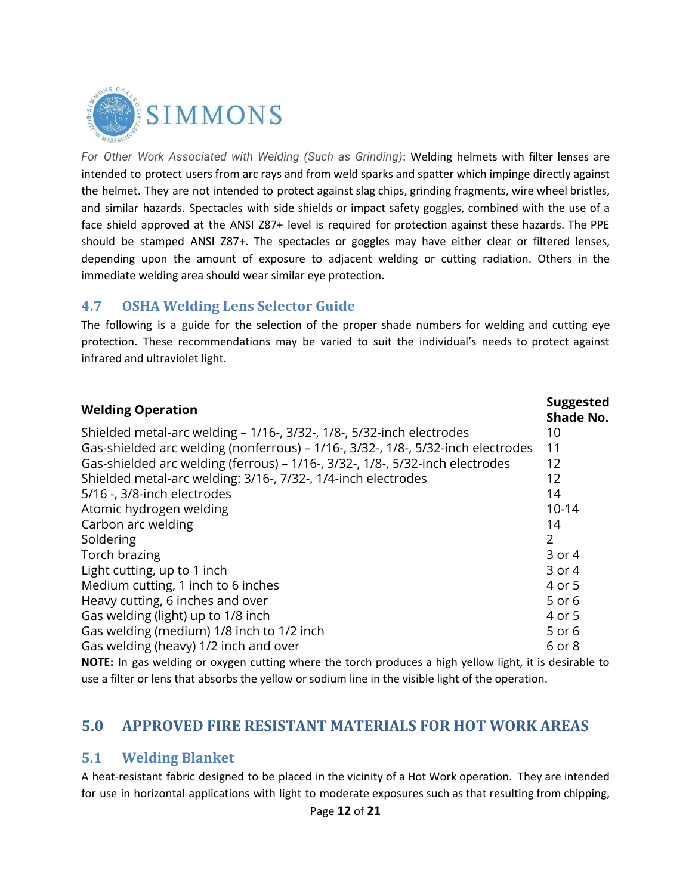*For Other Work Associated with Welding (Such as Grinding)*: Welding helmets with filter lenses are intended to protect users from arc rays and from weld sparks and spatter which impinge directly against the helmet. They are not intended to protect against slag chips, grinding fragments, wire wheel bristles, and similar hazards. Spectacles with side shields or impact safety goggles, combined with the use of a face shield approved at the ANSI Z87+ level is required for protection against these hazards. The PPE should be stamped ANSI Z87+. The spectacles or goggles may have either clear or filtered lenses, depending upon the amount of exposure to adjacent welding or cutting radiation. Others in the immediate welding area should wear similar eye protection.

### 4.7 OSHA Welding Lens Selector Guide

The following is a guide for the selection of the proper shade numbers for welding and cutting eye protection. These recommendations may be varied to suit the individual's needs to protect against infrared and ultraviolet light.

| Welding Operation | Suggested Shade No. |
|---|---|
| Shielded metal-arc welding – 1/16-, 3/32-, 1/8-, 5/32-inch electrodes | 10 |
| Gas-shielded arc welding (nonferrous) – 1/16-, 3/32-, 1/8-, 5/32-inch electrodes | 11 |
| Gas-shielded arc welding (ferrous) – 1/16-, 3/32-, 1/8-, 5/32-inch electrodes | 12 |
| Shielded metal-arc welding: 3/16-, 7/32-, 1/4-inch electrodes | 12 |
| 5/16 -, 3/8-inch electrodes | 14 |
| Atomic hydrogen welding | 10-14 |
| Carbon arc welding | 14 |
| Soldering | 2 |
| Torch brazing | 3 or 4 |
| Light cutting, up to 1 inch | 3 or 4 |
| Medium cutting, 1 inch to 6 inches | 4 or 5 |
| Heavy cutting, 6 inches and over | 5 or 6 |
| Gas welding (light) up to 1/8 inch | 4 or 5 |
| Gas welding (medium) 1/8 inch to 1/2 inch | 5 or 6 |
| Gas welding (heavy) 1/2 inch and over | 6 or 8 |

**NOTE:** In gas welding or oxygen cutting where the torch produces a high yellow light, it is desirable to use a filter or lens that absorbs the yellow or sodium line in the visible light of the operation.

## 5.0 APPROVED FIRE RESISTANT MATERIALS FOR HOT WORK AREAS

### 5.1 Welding Blanket

A heat-resistant fabric designed to be placed in the vicinity of a Hot Work operation. They are intended for use in horizontal applications with light to moderate exposures such as that resulting from chipping,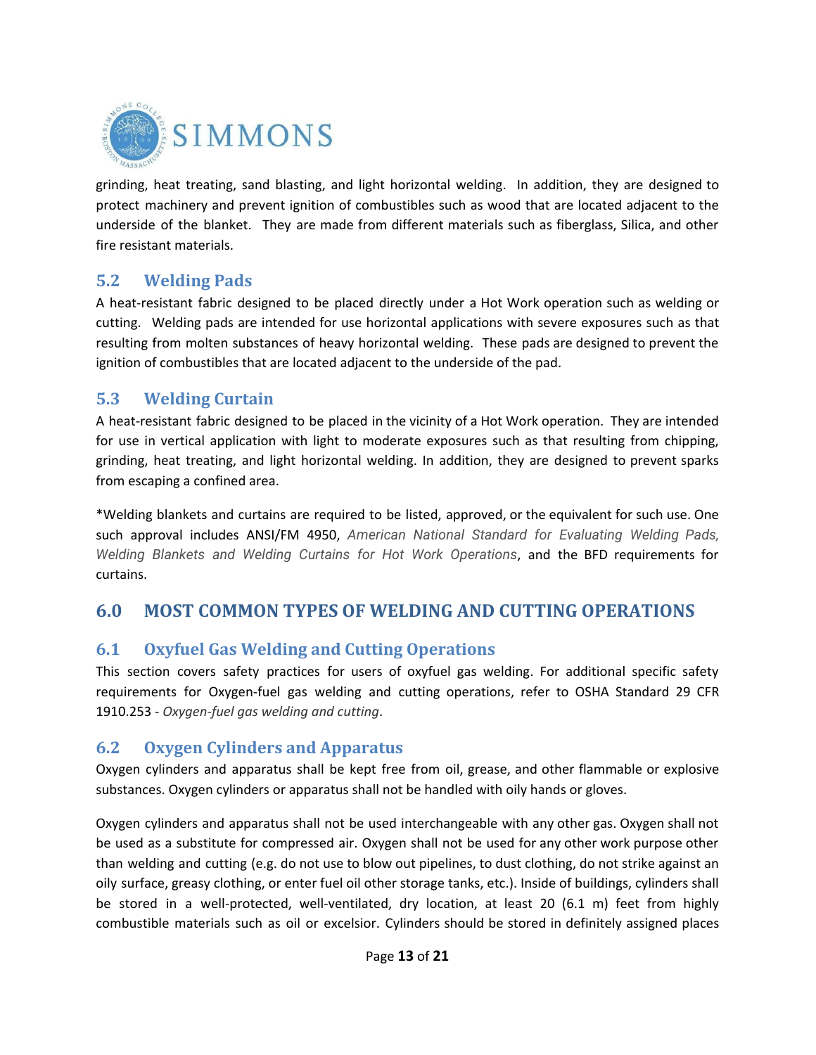grinding, heat treating, sand blasting, and light horizontal welding. In addition, they are designed to protect machinery and prevent ignition of combustibles such as wood that are located adjacent to the underside of the blanket. They are made from different materials such as fiberglass, Silica, and other fire resistant materials.

## 5.2 Welding Pads

A heat-resistant fabric designed to be placed directly under a Hot Work operation such as welding or cutting. Welding pads are intended for use horizontal applications with severe exposures such as that resulting from molten substances of heavy horizontal welding. These pads are designed to prevent the ignition of combustibles that are located adjacent to the underside of the pad.

## 5.3 Welding Curtain

A heat-resistant fabric designed to be placed in the vicinity of a Hot Work operation. They are intended for use in vertical application with light to moderate exposures such as that resulting from chipping, grinding, heat treating, and light horizontal welding. In addition, they are designed to prevent sparks from escaping a confined area.

*Welding blankets and curtains are required to be listed, approved, or the equivalent for such use. One such approval includes ANSI/FM 4950, *American National Standard for Evaluating Welding Pads, Welding Blankets and Welding Curtains for Hot Work Operations*, and the BFD requirements for curtains.

# 6.0 MOST COMMON TYPES OF WELDING AND CUTTING OPERATIONS

## 6.1 Oxyfuel Gas Welding and Cutting Operations

This section covers safety practices for users of oxyfuel gas welding. For additional specific safety requirements for Oxygen-fuel gas welding and cutting operations, refer to OSHA Standard 29 CFR 1910.253 - *Oxygen-fuel gas welding and cutting*.

## 6.2 Oxygen Cylinders and Apparatus

Oxygen cylinders and apparatus shall be kept free from oil, grease, and other flammable or explosive substances. Oxygen cylinders or apparatus shall not be handled with oily hands or gloves.

Oxygen cylinders and apparatus shall not be used interchangeable with any other gas. Oxygen shall not be used as a substitute for compressed air. Oxygen shall not be used for any other work purpose other than welding and cutting (e.g. do not use to blow out pipelines, to dust clothing, do not strike against an oily surface, greasy clothing, or enter fuel oil other storage tanks, etc.). Inside of buildings, cylinders shall be stored in a well-protected, well-ventilated, dry location, at least 20 (6.1 m) feet from highly combustible materials such as oil or excelsior. Cylinders should be stored in definitely assigned places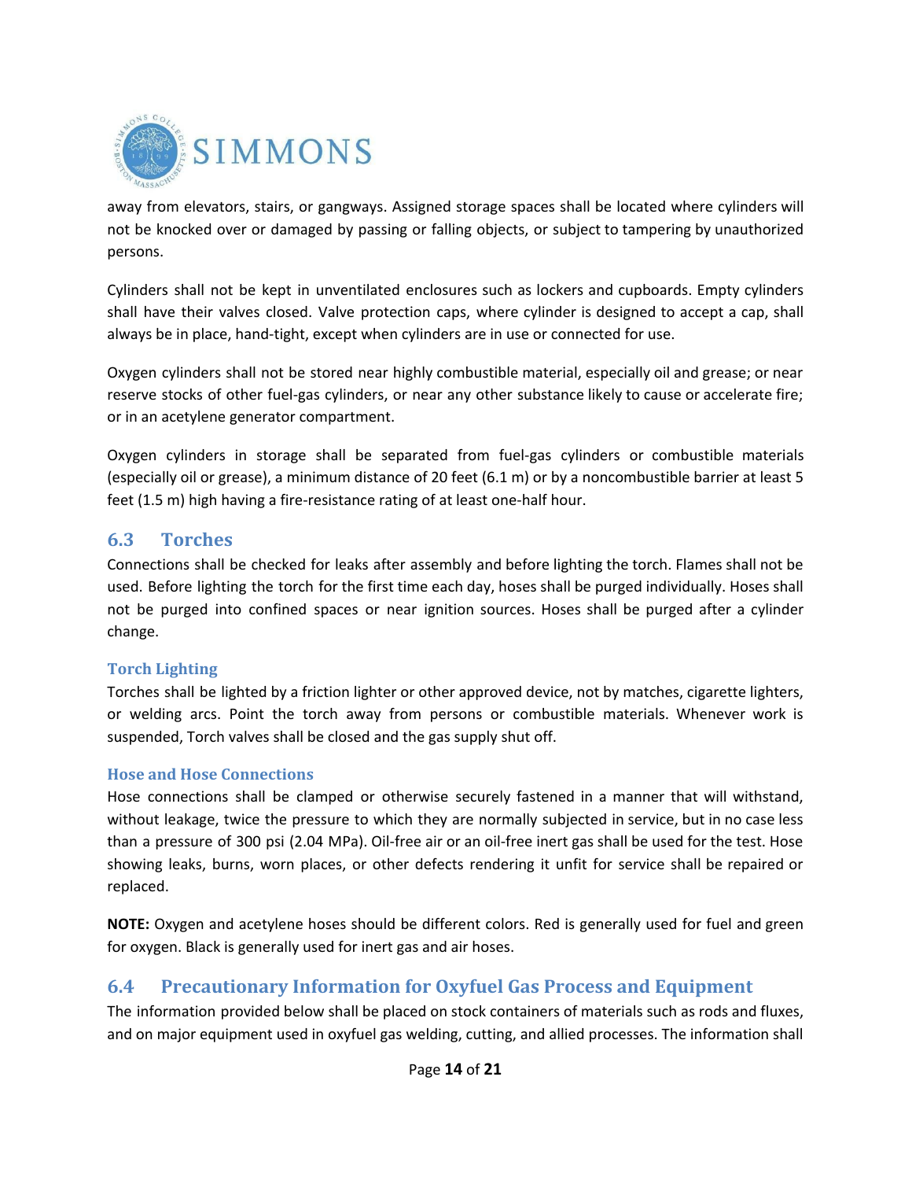away from elevators, stairs, or gangways. Assigned storage spaces shall be located where cylinders will not be knocked over or damaged by passing or falling objects, or subject to tampering by unauthorized persons.

Cylinders shall not be kept in unventilated enclosures such as lockers and cupboards. Empty cylinders shall have their valves closed. Valve protection caps, where cylinder is designed to accept a cap, shall always be in place, hand-tight, except when cylinders are in use or connected for use.

Oxygen cylinders shall not be stored near highly combustible material, especially oil and grease; or near reserve stocks of other fuel-gas cylinders, or near any other substance likely to cause or accelerate fire; or in an acetylene generator compartment.

Oxygen cylinders in storage shall be separated from fuel-gas cylinders or combustible materials (especially oil or grease), a minimum distance of 20 feet (6.1 m) or by a noncombustible barrier at least 5 feet (1.5 m) high having a fire-resistance rating of at least one-half hour.

## 6.3 Torches

Connections shall be checked for leaks after assembly and before lighting the torch. Flames shall not be used. Before lighting the torch for the first time each day, hoses shall be purged individually. Hoses shall not be purged into confined spaces or near ignition sources. Hoses shall be purged after a cylinder change.

### Torch Lighting

Torches shall be lighted by a friction lighter or other approved device, not by matches, cigarette lighters, or welding arcs. Point the torch away from persons or combustible materials. Whenever work is suspended, Torch valves shall be closed and the gas supply shut off.

### Hose and Hose Connections

Hose connections shall be clamped or otherwise securely fastened in a manner that will withstand, without leakage, twice the pressure to which they are normally subjected in service, but in no case less than a pressure of 300 psi (2.04 MPa). Oil-free air or an oil-free inert gas shall be used for the test. Hose showing leaks, burns, worn places, or other defects rendering it unfit for service shall be repaired or replaced.

**NOTE:** Oxygen and acetylene hoses should be different colors. Red is generally used for fuel and green for oxygen. Black is generally used for inert gas and air hoses.

## 6.4 Precautionary Information for Oxyfuel Gas Process and Equipment

The information provided below shall be placed on stock containers of materials such as rods and fluxes, and on major equipment used in oxyfuel gas welding, cutting, and allied processes. The information shall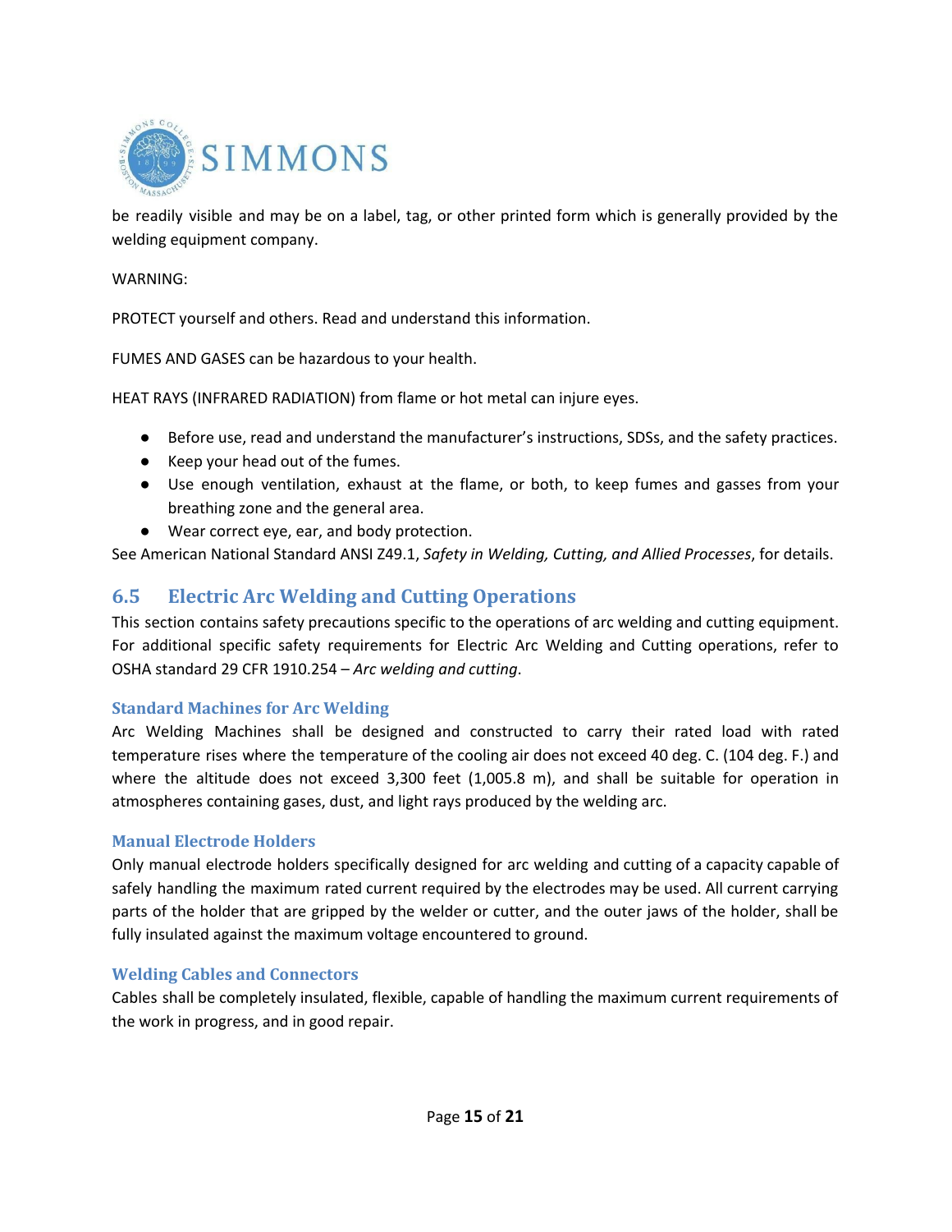be readily visible and may be on a label, tag, or other printed form which is generally provided by the welding equipment company.

WARNING:

PROTECT yourself and others. Read and understand this information.

FUMES AND GASES can be hazardous to your health.

HEAT RAYS (INFRARED RADIATION) from flame or hot metal can injure eyes.

- Before use, read and understand the manufacturer's instructions, SDSs, and the safety practices.
- Keep your head out of the fumes.
- Use enough ventilation, exhaust at the flame, or both, to keep fumes and gasses from your breathing zone and the general area.
- Wear correct eye, ear, and body protection.

See American National Standard ANSI Z49.1, *Safety in Welding, Cutting, and Allied Processes*, for details.

## 6.5 Electric Arc Welding and Cutting Operations

This section contains safety precautions specific to the operations of arc welding and cutting equipment. For additional specific safety requirements for Electric Arc Welding and Cutting operations, refer to OSHA standard 29 CFR 1910.254 – *Arc welding and cutting*.

### Standard Machines for Arc Welding

Arc Welding Machines shall be designed and constructed to carry their rated load with rated temperature rises where the temperature of the cooling air does not exceed 40 deg. C. (104 deg. F.) and where the altitude does not exceed 3,300 feet (1,005.8 m), and shall be suitable for operation in atmospheres containing gases, dust, and light rays produced by the welding arc.

### Manual Electrode Holders

Only manual electrode holders specifically designed for arc welding and cutting of a capacity capable of safely handling the maximum rated current required by the electrodes may be used. All current carrying parts of the holder that are gripped by the welder or cutter, and the outer jaws of the holder, shall be fully insulated against the maximum voltage encountered to ground.

### Welding Cables and Connectors

Cables shall be completely insulated, flexible, capable of handling the maximum current requirements of the work in progress, and in good repair.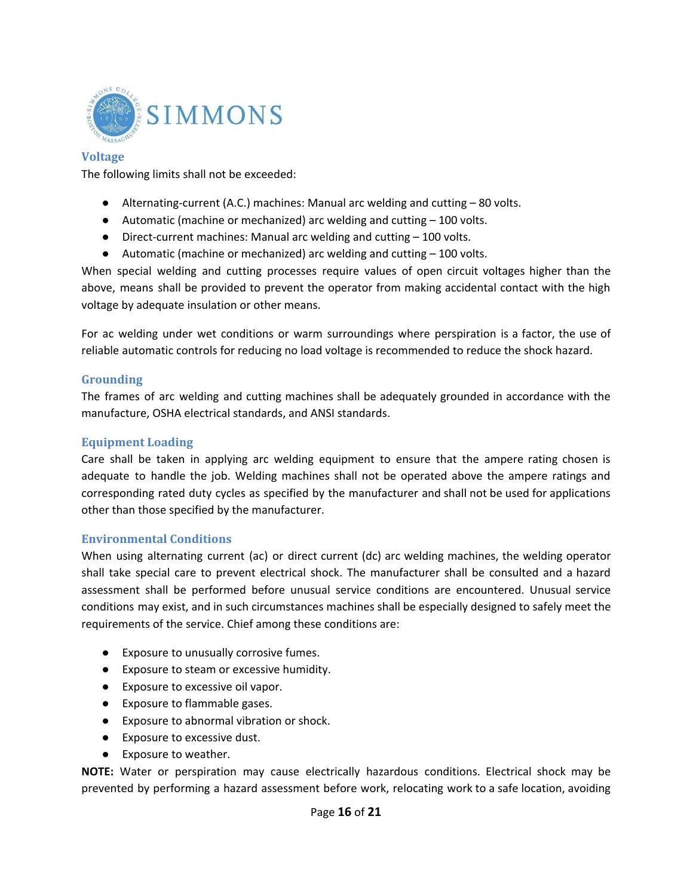## Voltage

The following limits shall not be exceeded:

- Alternating-current (A.C.) machines: Manual arc welding and cutting – 80 volts.
- Automatic (machine or mechanized) arc welding and cutting – 100 volts.
- Direct-current machines: Manual arc welding and cutting – 100 volts.
- Automatic (machine or mechanized) arc welding and cutting – 100 volts.

When special welding and cutting processes require values of open circuit voltages higher than the above, means shall be provided to prevent the operator from making accidental contact with the high voltage by adequate insulation or other means.

For ac welding under wet conditions or warm surroundings where perspiration is a factor, the use of reliable automatic controls for reducing no load voltage is recommended to reduce the shock hazard.

## Grounding

The frames of arc welding and cutting machines shall be adequately grounded in accordance with the manufacture, OSHA electrical standards, and ANSI standards.

## Equipment Loading

Care shall be taken in applying arc welding equipment to ensure that the ampere rating chosen is adequate to handle the job. Welding machines shall not be operated above the ampere ratings and corresponding rated duty cycles as specified by the manufacturer and shall not be used for applications other than those specified by the manufacturer.

## Environmental Conditions

When using alternating current (ac) or direct current (dc) arc welding machines, the welding operator shall take special care to prevent electrical shock. The manufacturer shall be consulted and a hazard assessment shall be performed before unusual service conditions are encountered. Unusual service conditions may exist, and in such circumstances machines shall be especially designed to safely meet the requirements of the service. Chief among these conditions are:

- Exposure to unusually corrosive fumes.
- Exposure to steam or excessive humidity.
- Exposure to excessive oil vapor.
- Exposure to flammable gases.
- Exposure to abnormal vibration or shock.
- Exposure to excessive dust.
- Exposure to weather.

**NOTE:** Water or perspiration may cause electrically hazardous conditions. Electrical shock may be prevented by performing a hazard assessment before work, relocating work to a safe location, avoiding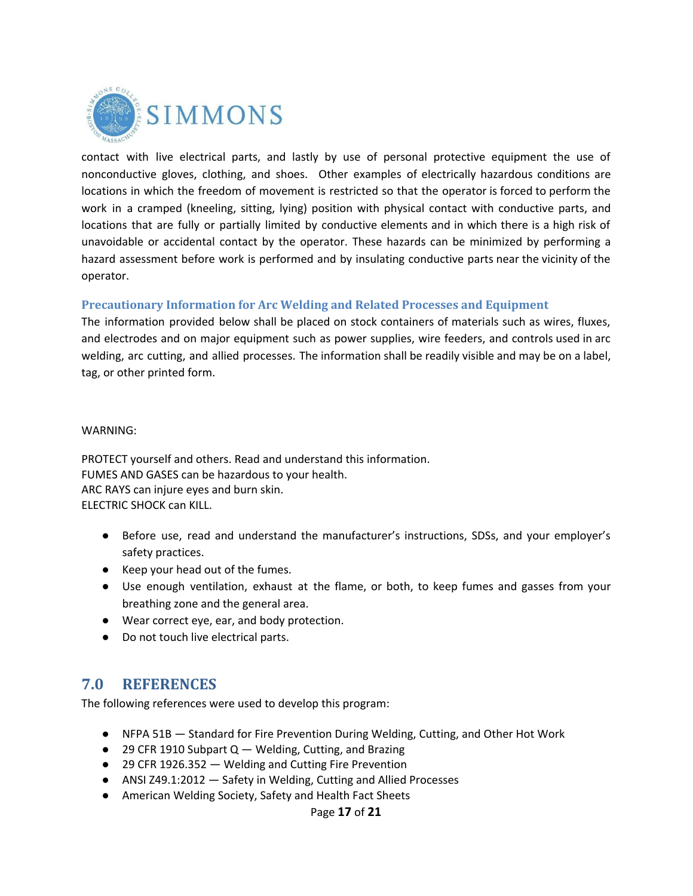contact with live electrical parts, and lastly by use of personal protective equipment the use of nonconductive gloves, clothing, and shoes. Other examples of electrically hazardous conditions are locations in which the freedom of movement is restricted so that the operator is forced to perform the work in a cramped (kneeling, sitting, lying) position with physical contact with conductive parts, and locations that are fully or partially limited by conductive elements and in which there is a high risk of unavoidable or accidental contact by the operator. These hazards can be minimized by performing a hazard assessment before work is performed and by insulating conductive parts near the vicinity of the operator.

### Precautionary Information for Arc Welding and Related Processes and Equipment

The information provided below shall be placed on stock containers of materials such as wires, fluxes, and electrodes and on major equipment such as power supplies, wire feeders, and controls used in arc welding, arc cutting, and allied processes. The information shall be readily visible and may be on a label, tag, or other printed form.

WARNING:

PROTECT yourself and others. Read and understand this information.
FUMES AND GASES can be hazardous to your health.
ARC RAYS can injure eyes and burn skin.
ELECTRIC SHOCK can KILL.

- Before use, read and understand the manufacturer's instructions, SDSs, and your employer's safety practices.
- Keep your head out of the fumes.
- Use enough ventilation, exhaust at the flame, or both, to keep fumes and gasses from your breathing zone and the general area.
- Wear correct eye, ear, and body protection.
- Do not touch live electrical parts.

## 7.0 REFERENCES

The following references were used to develop this program:

- NFPA 51B — Standard for Fire Prevention During Welding, Cutting, and Other Hot Work
- 29 CFR 1910 Subpart Q — Welding, Cutting, and Brazing
- 29 CFR 1926.352 — Welding and Cutting Fire Prevention
- ANSI Z49.1:2012 — Safety in Welding, Cutting and Allied Processes
- American Welding Society, Safety and Health Fact Sheets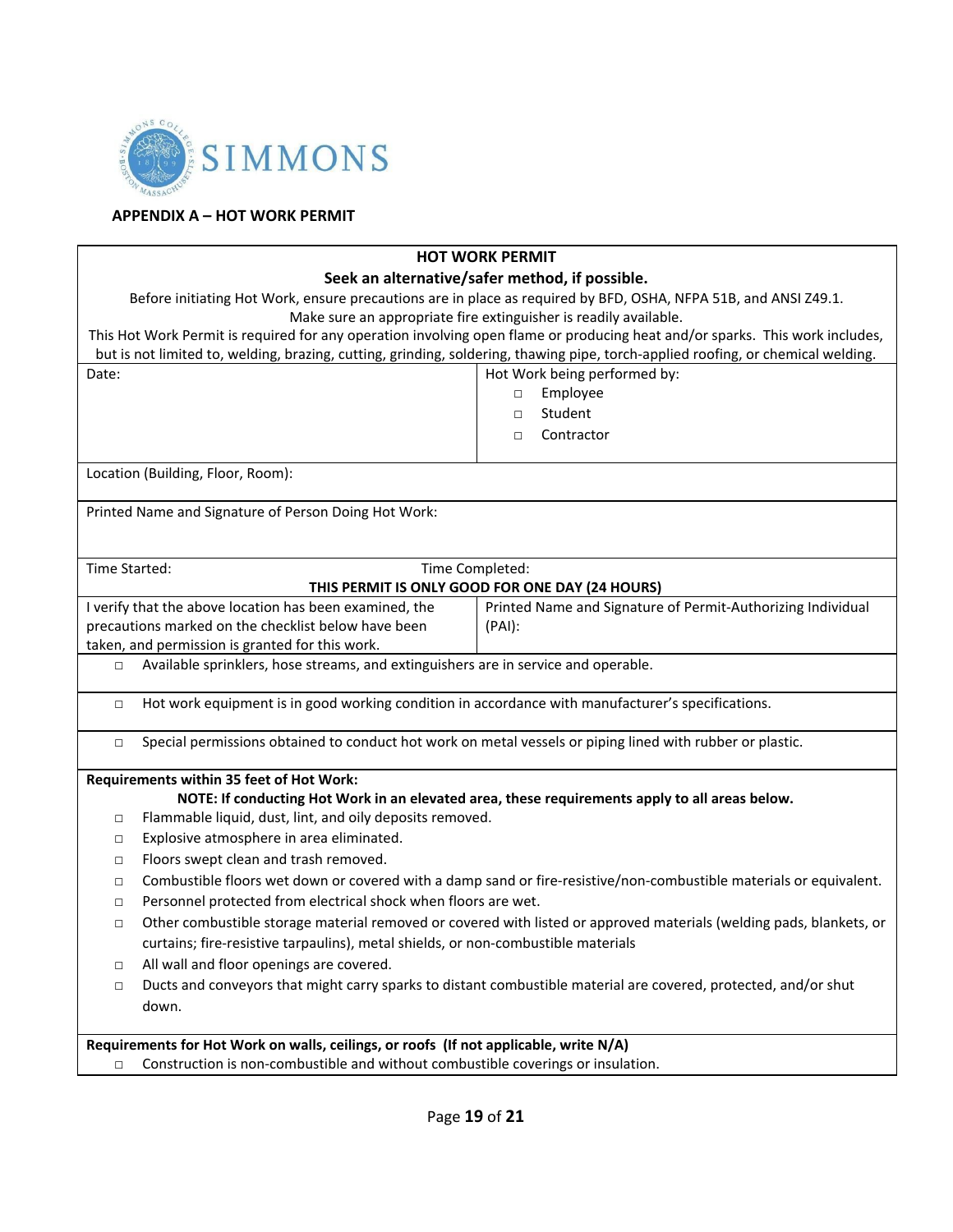## APPENDIX A – HOT WORK PERMIT

**HOT WORK PERMIT**

**Seek an alternative/safer method, if possible.**

Before initiating Hot Work, ensure precautions are in place as required by BFD, OSHA, NFPA 51B, and ANSI Z49.1.
Make sure an appropriate fire extinguisher is readily available.
This Hot Work Permit is required for any operation involving open flame or producing heat and/or sparks. This work includes, but is not limited to, welding, brazing, cutting, grinding, soldering, thawing pipe, torch-applied roofing, or chemical welding.

| Date: | Hot Work being performed by:<br>□ Employee<br>□ Student<br>□ Contractor |
|---|---|
| Location (Building, Floor, Room): | |
| Printed Name and Signature of Person Doing Hot Work: | |
| Time Started: | Time Completed: |
| **THIS PERMIT IS ONLY GOOD FOR ONE DAY (24 HOURS)** | |
| I verify that the above location has been examined, the precautions marked on the checklist below have been taken, and permission is granted for this work. | Printed Name and Signature of Permit-Authorizing Individual (PAI): |

- □ Available sprinklers, hose streams, and extinguishers are in service and operable.
- □ Hot work equipment is in good working condition in accordance with manufacturer's specifications.
- □ Special permissions obtained to conduct hot work on metal vessels or piping lined with rubber or plastic.

**Requirements within 35 feet of Hot Work:**

**NOTE: If conducting Hot Work in an elevated area, these requirements apply to all areas below.**

- □ Flammable liquid, dust, lint, and oily deposits removed.
- □ Explosive atmosphere in area eliminated.
- □ Floors swept clean and trash removed.
- □ Combustible floors wet down or covered with a damp sand or fire-resistive/non-combustible materials or equivalent.
- □ Personnel protected from electrical shock when floors are wet.
- □ Other combustible storage material removed or covered with listed or approved materials (welding pads, blankets, or curtains; fire-resistive tarpaulins), metal shields, or non-combustible materials
- □ All wall and floor openings are covered.
- □ Ducts and conveyors that might carry sparks to distant combustible material are covered, protected, and/or shut down.

**Requirements for Hot Work on walls, ceilings, or roofs (If not applicable, write N/A)**

- □ Construction is non-combustible and without combustible coverings or insulation.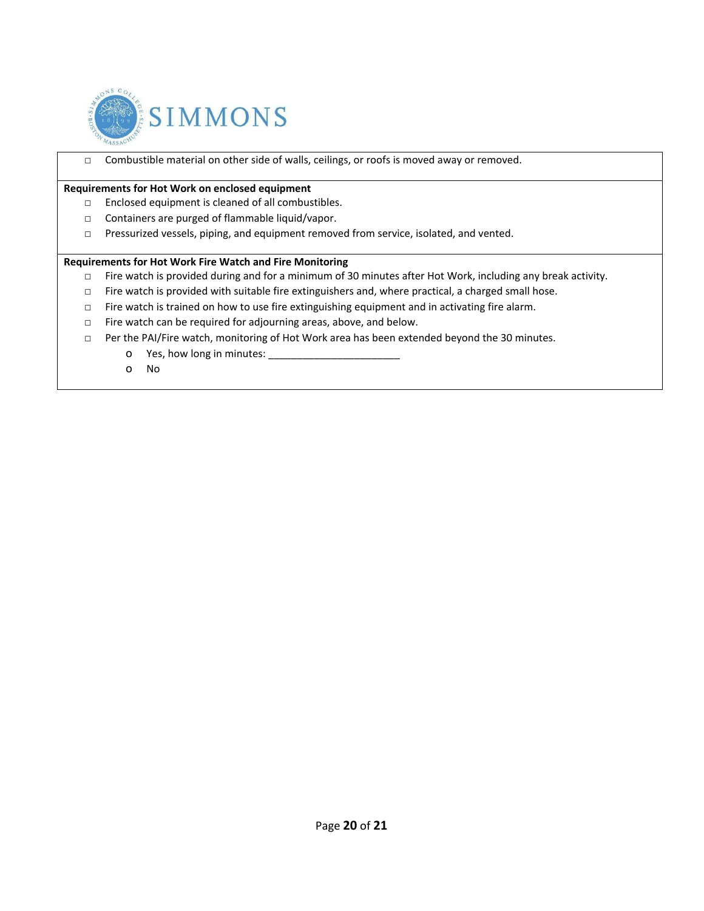- ☐ Combustible material on other side of walls, ceilings, or roofs is moved away or removed.

**Requirements for Hot Work on enclosed equipment**

- ☐ Enclosed equipment is cleaned of all combustibles.
- ☐ Containers are purged of flammable liquid/vapor.
- ☐ Pressurized vessels, piping, and equipment removed from service, isolated, and vented.

**Requirements for Hot Work Fire Watch and Fire Monitoring**

- ☐ Fire watch is provided during and for a minimum of 30 minutes after Hot Work, including any break activity.
- ☐ Fire watch is provided with suitable fire extinguishers and, where practical, a charged small hose.
- ☐ Fire watch is trained on how to use fire extinguishing equipment and in activating fire alarm.
- ☐ Fire watch can be required for adjourning areas, above, and below.
- ☐ Per the PAI/Fire watch, monitoring of Hot Work area has been extended beyond the 30 minutes.
  - o Yes, how long in minutes: _______________________
  - o No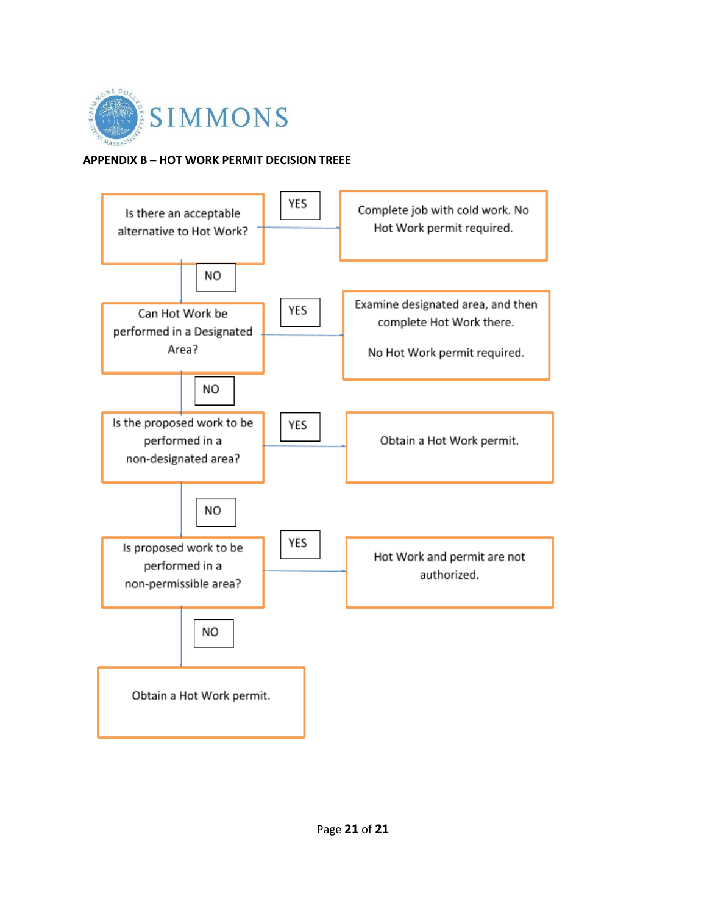SIMMONS

**APPENDIX B – HOT WORK PERMIT DECISION TREEE**

Is there an acceptable alternative to Hot Work?

YES

Complete job with cold work. No Hot Work permit required.

NO

Can Hot Work be performed in a Designated Area?

YES

Examine designated area, and then complete Hot Work there.

No Hot Work permit required.

NO

Is the proposed work to be performed in a non-designated area?

YES

Obtain a Hot Work permit.

NO

Is proposed work to be performed in a non-permissible area?

YES

Hot Work and permit are not authorized.

NO

Obtain a Hot Work permit.